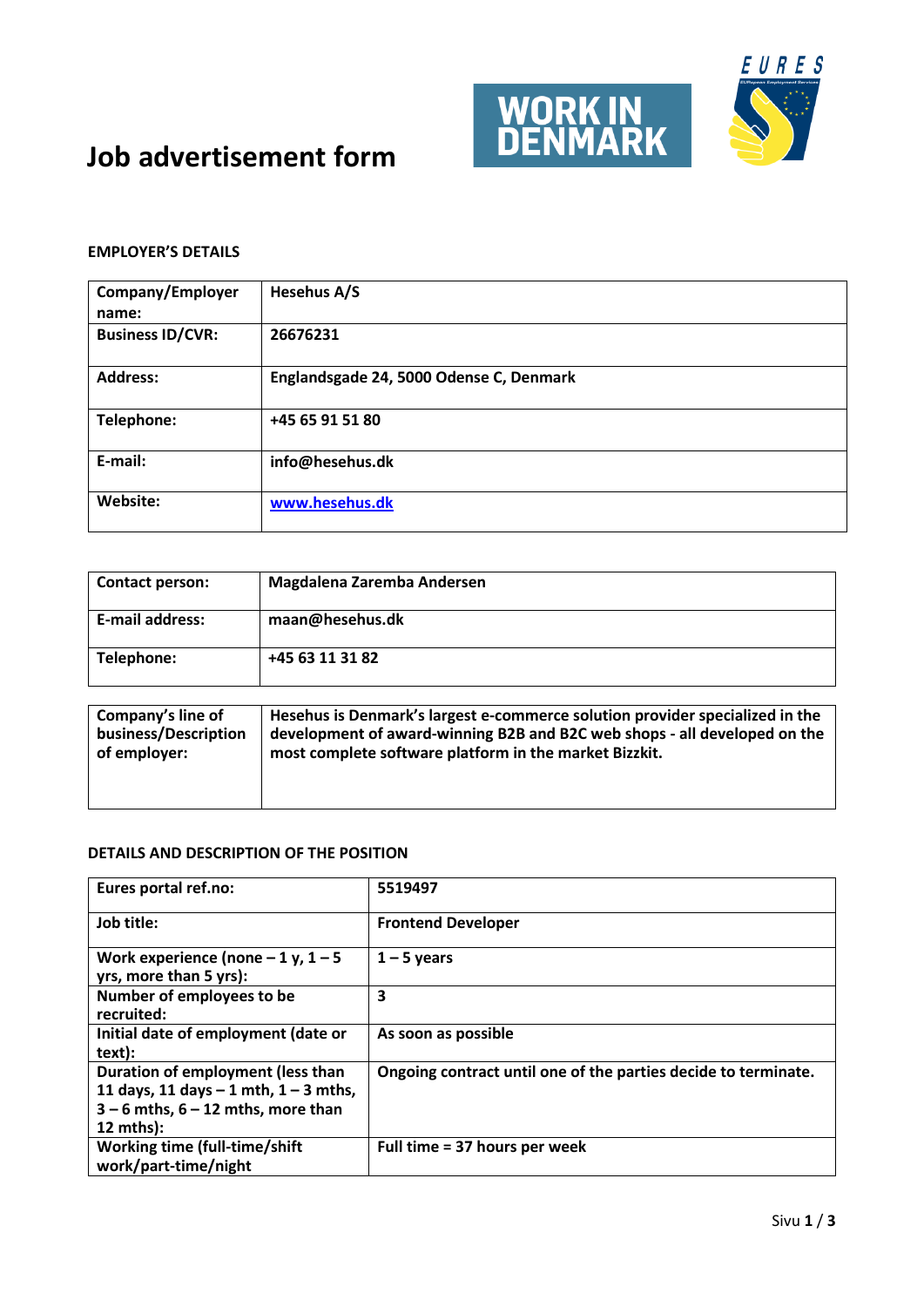# Job advertisement form

**EMPLOYER'S DETAILS**

| Company/Employer name: | Hesehus A/S |
|---|---|
| Business ID/CVR: | 26676231 |
| Address: | Englandsgade 24, 5000 Odense C, Denmark |
| Telephone: | +45 65 91 51 80 |
| E-mail: | info@hesehus.dk |
| Website: | www.hesehus.dk |

| Contact person: | Magdalena Zaremba Andersen |
|---|---|
| E-mail address: | maan@hesehus.dk |
| Telephone: | +45 63 11 31 82 |

| Company's line of business/Description of employer: | Hesehus is Denmark's largest e-commerce solution provider specialized in the development of award-winning B2B and B2C web shops - all developed on the most complete software platform in the market Bizzkit. |
|---|---|

**DETAILS AND DESCRIPTION OF THE POSITION**

| Eures portal ref.no: | 5519497 |
|---|---|
| Job title: | Frontend Developer |
| Work experience (none – 1 y, 1 – 5 yrs, more than 5 yrs): | 1 – 5 years |
| Number of employees to be recruited: | 3 |
| Initial date of employment (date or text): | As soon as possible |
| Duration of employment (less than 11 days, 11 days – 1 mth, 1 – 3 mths, 3 – 6 mths, 6 – 12 mths, more than 12 mths): | Ongoing contract until one of the parties decide to terminate. |
| Working time (full-time/shift work/part-time/night | Full time = 37 hours per week |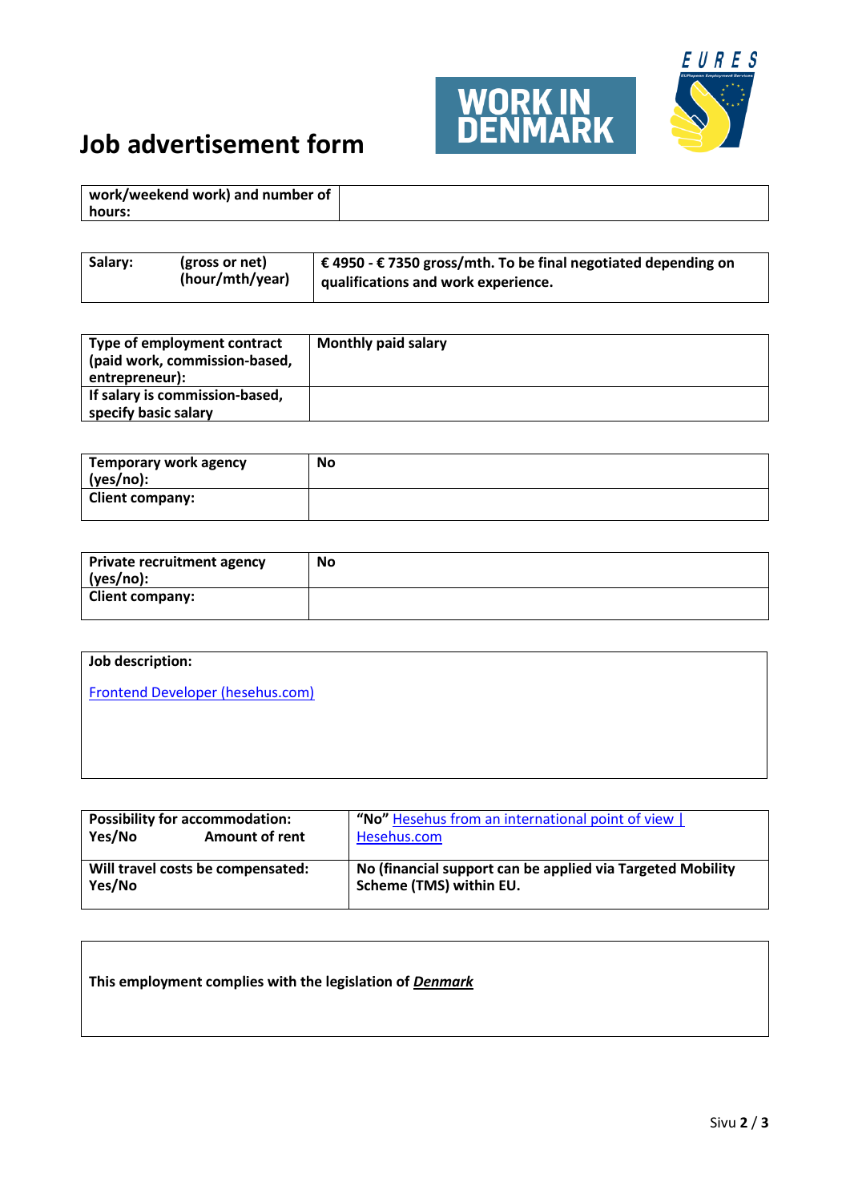# Job advertisement form

| work/weekend work) and number of hours: | |
|---|---|

| Salary: | (gross or net) (hour/mth/year) | **€ 4950 - € 7350 gross/mth. To be final negotiated depending on qualifications and work experience.** |
|---|---|---|

| Type of employment contract (paid work, commission-based, entrepreneur): | **Monthly paid salary** |
|---|---|
| If salary is commission-based, specify basic salary | |

| Temporary work agency (yes/no): | **No** |
|---|---|
| Client company: | |

| Private recruitment agency (yes/no): | **No** |
|---|---|
| Client company: | |

| Job description: |
|---|
| [Frontend Developer (hesehus.com)](Frontend Developer (hesehus.com)) |

| Possibility for accommodation: Yes/No — Amount of rent | **"No"** [Hesehus from an international point of view \| Hesehus.com](Hesehus from an international point of view | Hesehus.com) |
|---|---|
| Will travel costs be compensated: Yes/No | **No (financial support can be applied via Targeted Mobility Scheme (TMS) within EU.** |

**This employment complies with the legislation of *Denmark***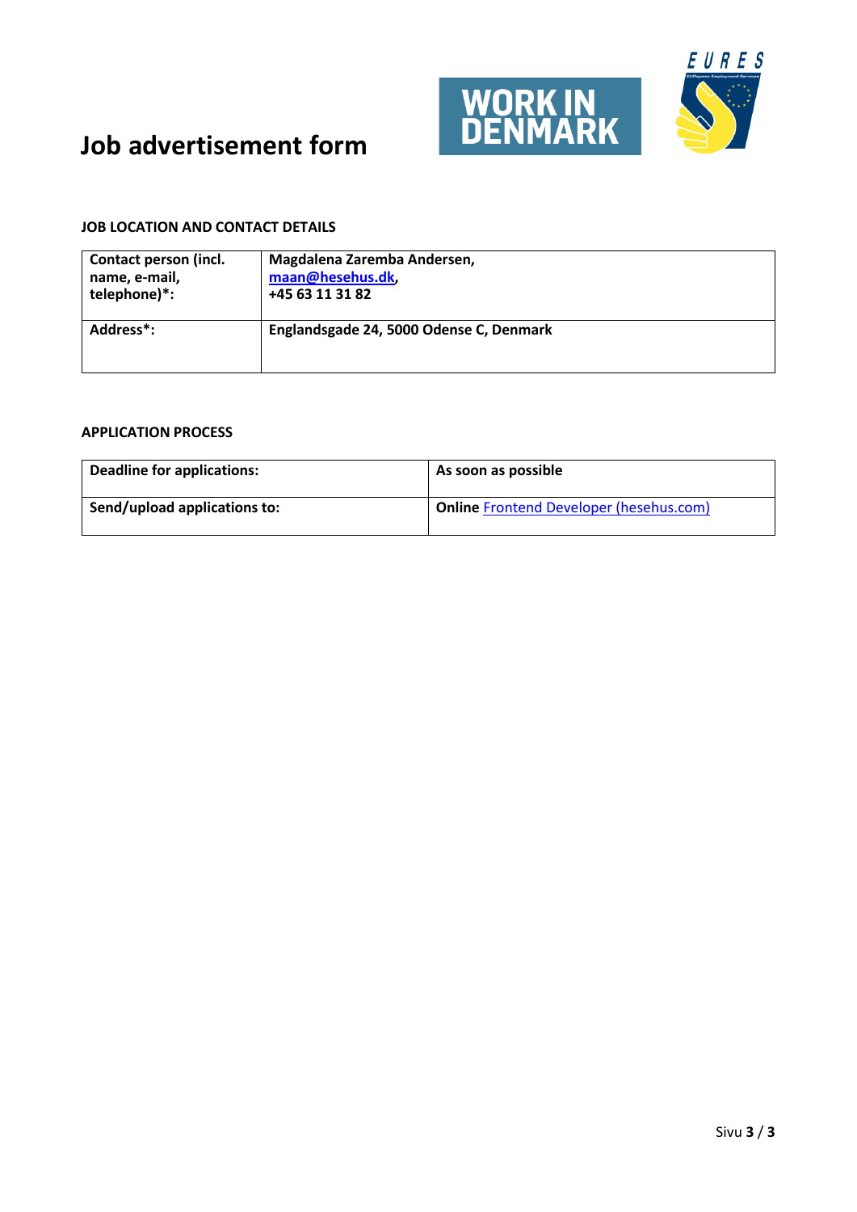# Job advertisement form

**JOB LOCATION AND CONTACT DETAILS**

| Contact person (incl. name, e-mail, telephone)*: | Magdalena Zaremba Andersen, maan@hesehus.dk, +45 63 11 31 82 |
|---|---|
| Address*: | Englandsgade 24, 5000 Odense C, Denmark |

**APPLICATION PROCESS**

| Deadline for applications: | As soon as possible |
|---|---|
| Send/upload applications to: | **Online** Frontend Developer (hesehus.com) |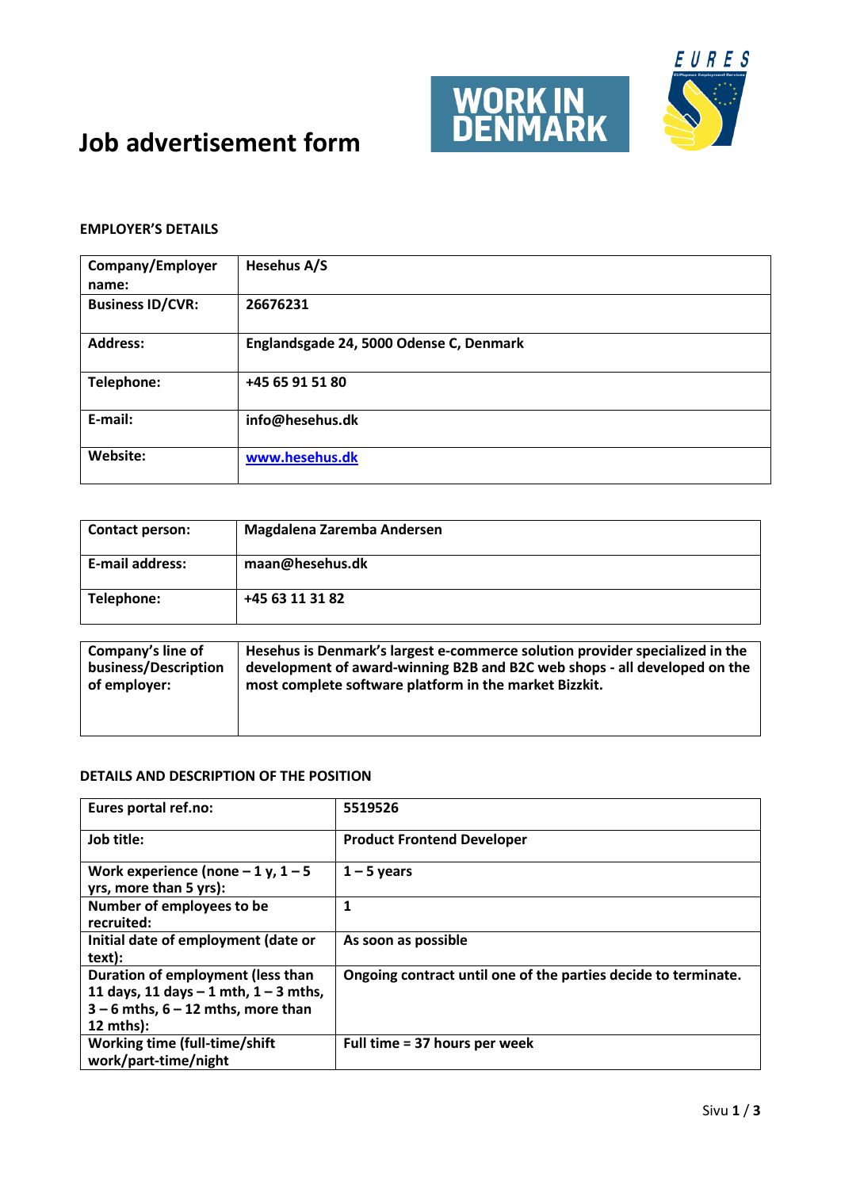# Job advertisement form

WORK IN DENMARK

EURES

**EMPLOYER'S DETAILS**

| Company/Employer name: | Hesehus A/S |
|---|---|
| Business ID/CVR: | 26676231 |
| Address: | Englandsgade 24, 5000 Odense C, Denmark |
| Telephone: | +45 65 91 51 80 |
| E-mail: | info@hesehus.dk |
| Website: | www.hesehus.dk |

| Contact person: | Magdalena Zaremba Andersen |
|---|---|
| E-mail address: | maan@hesehus.dk |
| Telephone: | +45 63 11 31 82 |

| Company's line of business/Description of employer: | Hesehus is Denmark's largest e-commerce solution provider specialized in the development of award-winning B2B and B2C web shops - all developed on the most complete software platform in the market Bizzkit. |
|---|---|

**DETAILS AND DESCRIPTION OF THE POSITION**

| Eures portal ref.no: | 5519526 |
|---|---|
| Job title: | Product Frontend Developer |
| Work experience (none – 1 y, 1 – 5 yrs, more than 5 yrs): | 1 – 5 years |
| Number of employees to be recruited: | 1 |
| Initial date of employment (date or text): | As soon as possible |
| Duration of employment (less than 11 days, 11 days – 1 mth, 1 – 3 mths, 3 – 6 mths, 6 – 12 mths, more than 12 mths): | Ongoing contract until one of the parties decide to terminate. |
| Working time (full-time/shift work/part-time/night | Full time = 37 hours per week |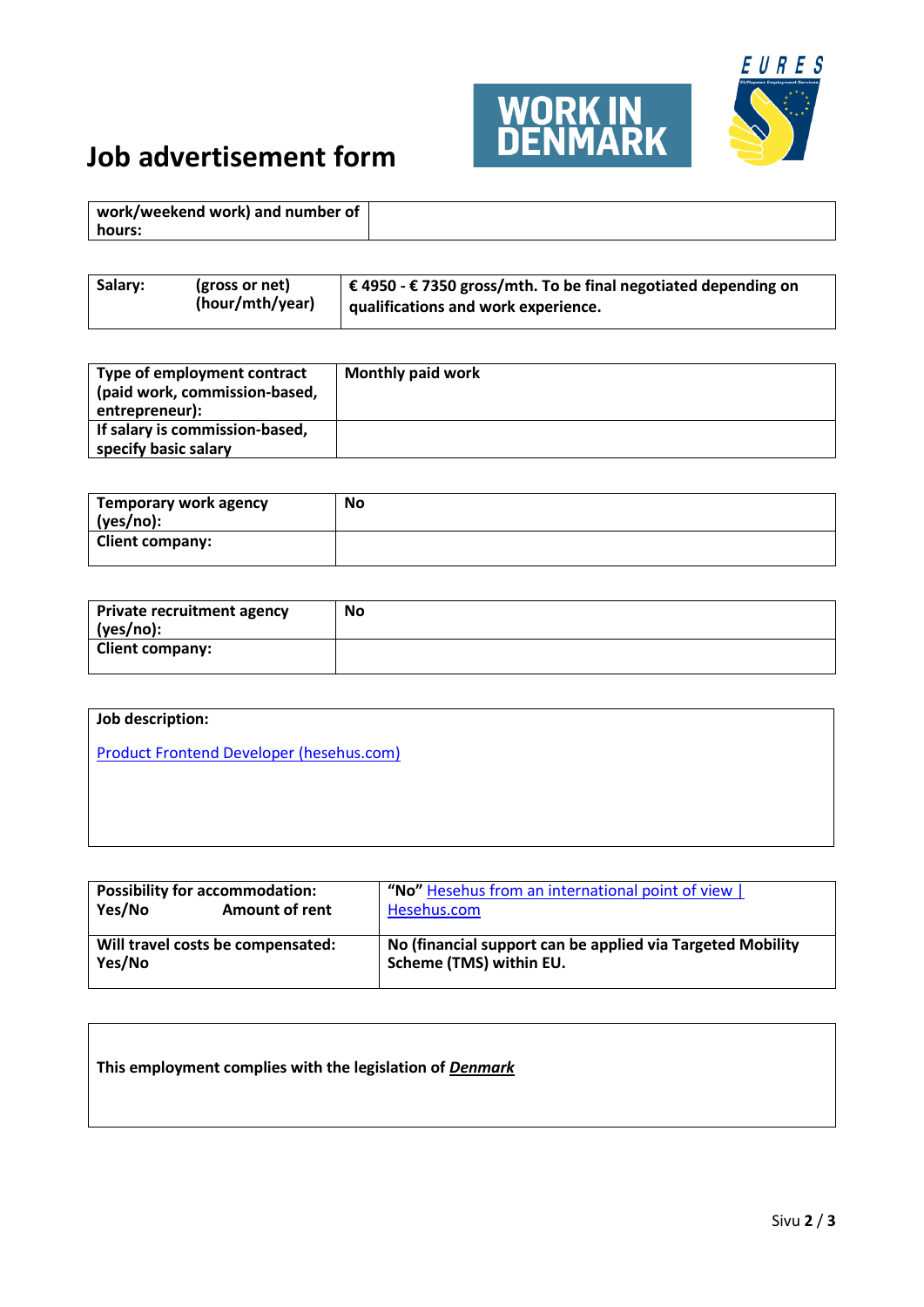# Job advertisement form

| work/weekend work) and number of hours: | |
|---|---|

| Salary: | (gross or net) (hour/mth/year) | **€ 4950 - € 7350 gross/mth. To be final negotiated depending on qualifications and work experience.** |
|---|---|---|

| Type of employment contract (paid work, commission-based, entrepreneur): | **Monthly paid work** |
|---|---|
| If salary is commission-based, specify basic salary | |

| Temporary work agency (yes/no): | **No** |
|---|---|
| Client company: | |

| Private recruitment agency (yes/no): | **No** |
|---|---|
| Client company: | |

| Job description: |
|---|
| Product Frontend Developer (hesehus.com) |

| Possibility for accommodation: Yes/No Amount of rent | **"No"** Hesehus from an international point of view \| Hesehus.com |
|---|---|
| Will travel costs be compensated: Yes/No | **No (financial support can be applied via Targeted Mobility Scheme (TMS) within EU.** |

**This employment complies with the legislation of *Denmark***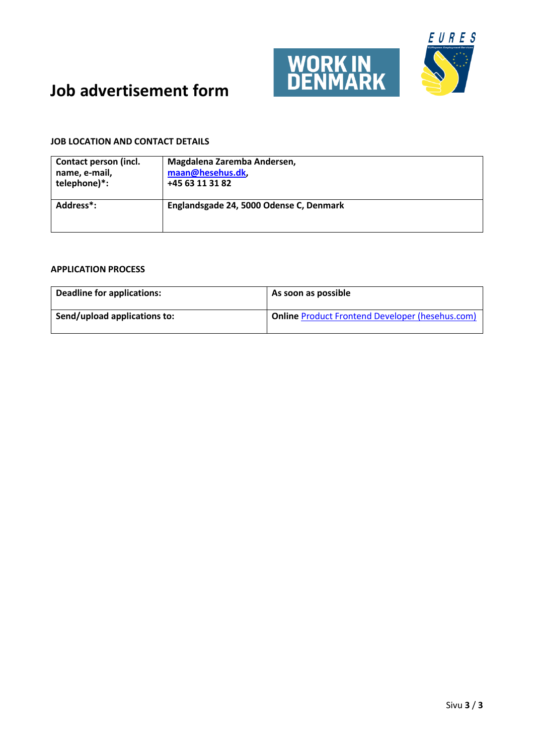# Job advertisement form

WORK IN DENMARK

EURES

**JOB LOCATION AND CONTACT DETAILS**

| | |
|---|---|
| **Contact person (incl. name, e-mail, telephone)*:** | **Magdalena Zaremba Andersen, maan@hesehus.dk, +45 63 11 31 82** |
| **Address*:** | **Englandsgade 24, 5000 Odense C, Denmark** |

**APPLICATION PROCESS**

| | |
|---|---|
| **Deadline for applications:** | **As soon as possible** |
| **Send/upload applications to:** | **Online** Product Frontend Developer (hesehus.com) |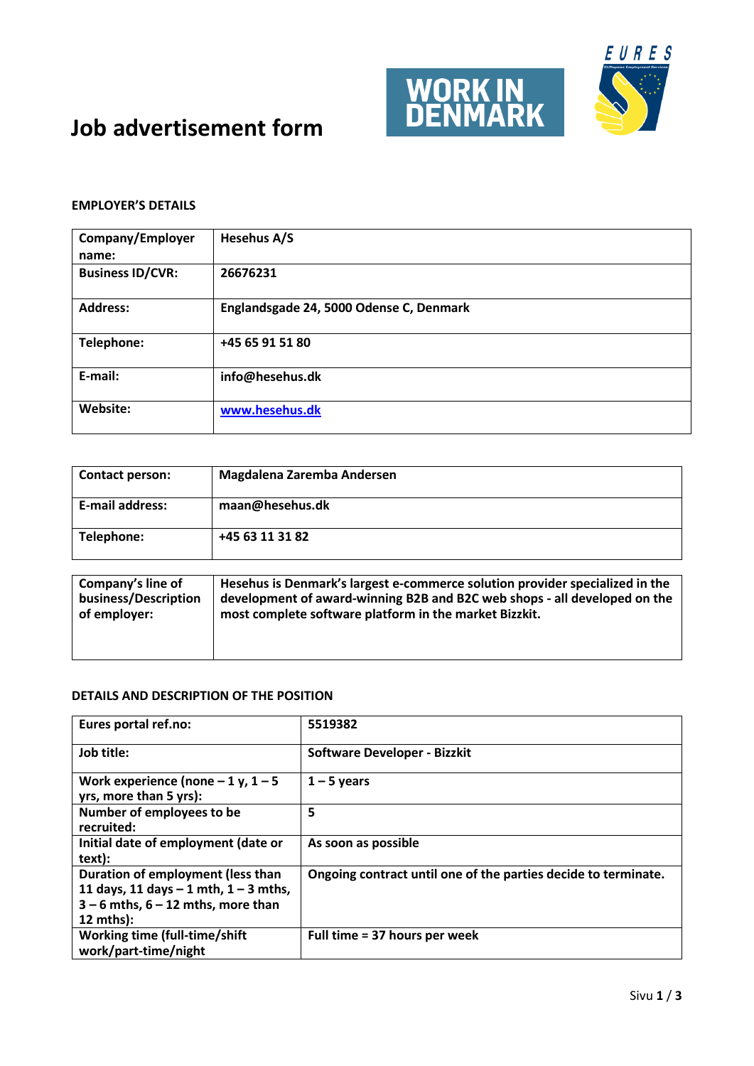# Job advertisement form

WORK IN DENMARK

EURES

**EMPLOYER'S DETAILS**

| | |
|---|---|
| **Company/Employer name:** | **Hesehus A/S** |
| **Business ID/CVR:** | **26676231** |
| **Address:** | **Englandsgade 24, 5000 Odense C, Denmark** |
| **Telephone:** | **+45 65 91 51 80** |
| **E-mail:** | **info@hesehus.dk** |
| **Website:** | **www.hesehus.dk** |

| | |
|---|---|
| **Contact person:** | **Magdalena Zaremba Andersen** |
| **E-mail address:** | **maan@hesehus.dk** |
| **Telephone:** | **+45 63 11 31 82** |

| | |
|---|---|
| **Company's line of business/Description of employer:** | **Hesehus is Denmark's largest e-commerce solution provider specialized in the development of award-winning B2B and B2C web shops - all developed on the most complete software platform in the market Bizzkit.** |

**DETAILS AND DESCRIPTION OF THE POSITION**

| | |
|---|---|
| Eures portal ref.no: | **5519382** |
| Job title: | **Software Developer - Bizzkit** |
| Work experience (none – 1 y, 1 – 5 yrs, more than 5 yrs): | **1 – 5 years** |
| Number of employees to be recruited: | **5** |
| Initial date of employment (date or text): | **As soon as possible** |
| Duration of employment (less than 11 days, 11 days – 1 mth, 1 – 3 mths, 3 – 6 mths, 6 – 12 mths, more than 12 mths): | **Ongoing contract until one of the parties decide to terminate.** |
| Working time (full-time/shift work/part-time/night | **Full time = 37 hours per week** |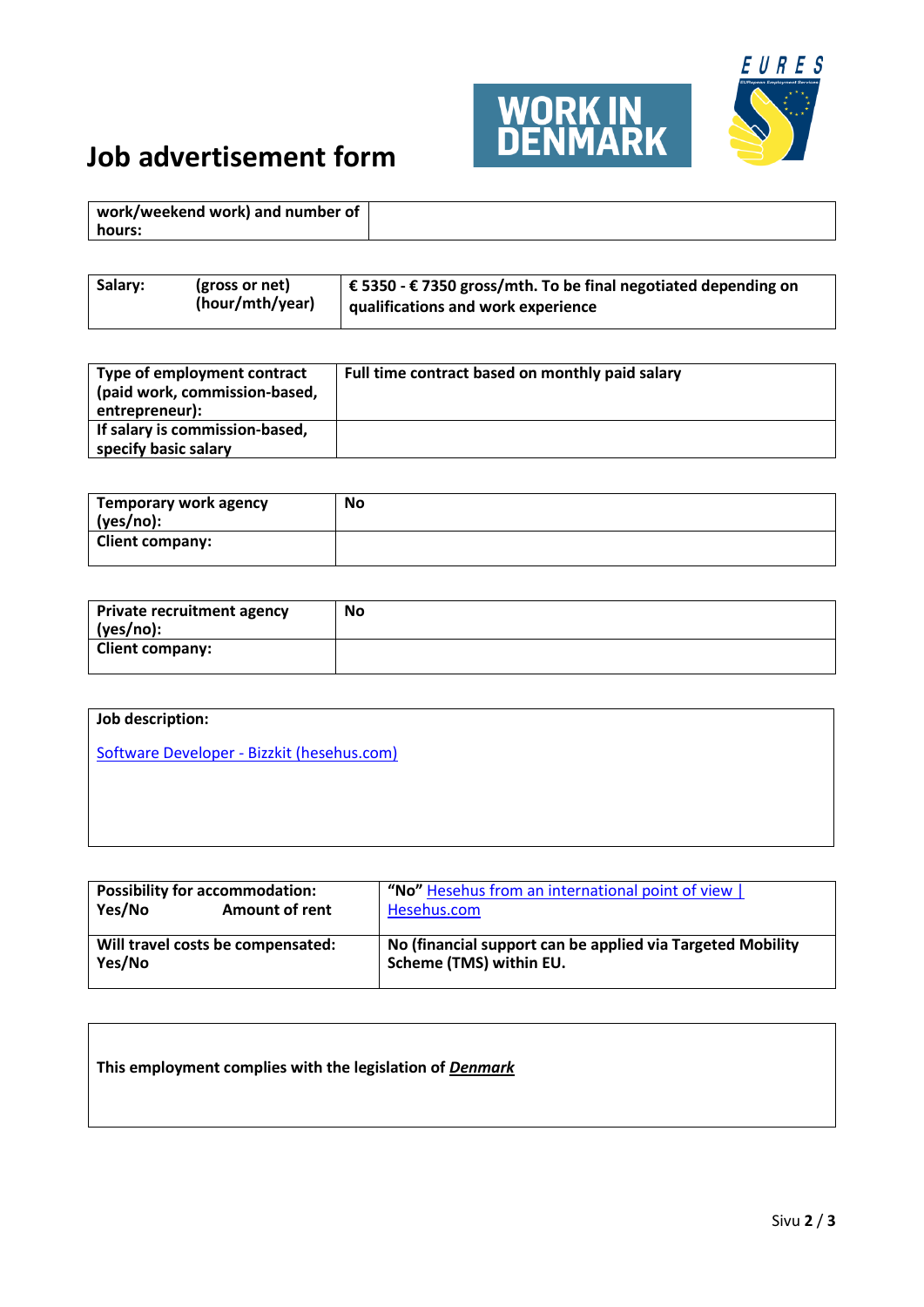# Job advertisement form

| work/weekend work) and number of hours: | |
|---|---|

| Salary: | (gross or net) (hour/mth/year) | **€ 5350 - € 7350 gross/mth. To be final negotiated depending on qualifications and work experience** |
|---|---|---|

| Type of employment contract (paid work, commission-based, entrepreneur): | **Full time contract based on monthly paid salary** |
|---|---|
| **If salary is commission-based, specify basic salary** | |

| Temporary work agency (yes/no): | **No** |
|---|---|
| **Client company:** | |

| Private recruitment agency (yes/no): | **No** |
|---|---|
| **Client company:** | |

**Job description:**

[Software Developer - Bizzkit (hesehus.com)]

| Possibility for accommodation: Yes/No Amount of rent | **"No"** [Hesehus from an international point of view \| Hesehus.com] |
|---|---|
| **Will travel costs be compensated: Yes/No** | **No (financial support can be applied via Targeted Mobility Scheme (TMS) within EU.** |

**This employment complies with the legislation of _Denmark_**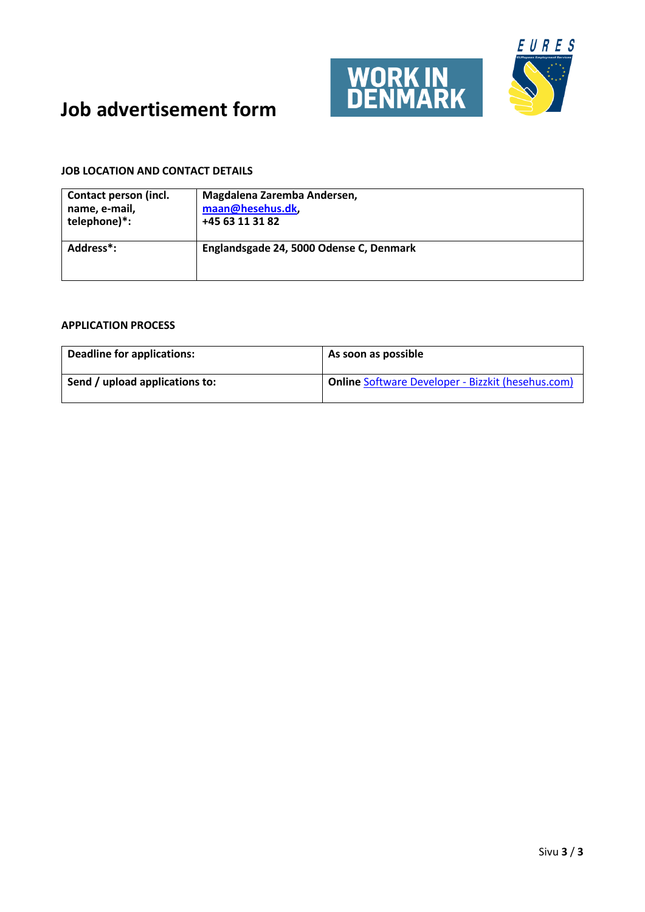# Job advertisement form

WORK IN DENMARK

EURES

**JOB LOCATION AND CONTACT DETAILS**

| Contact person (incl. name, e-mail, telephone)*: | Magdalena Zaremba Andersen, maan@hesehus.dk, +45 63 11 31 82 |
|---|---|
| Address*: | Englandsgade 24, 5000 Odense C, Denmark |

**APPLICATION PROCESS**

| Deadline for applications: | As soon as possible |
|---|---|
| Send / upload applications to: | **Online** Software Developer - Bizzkit (hesehus.com) |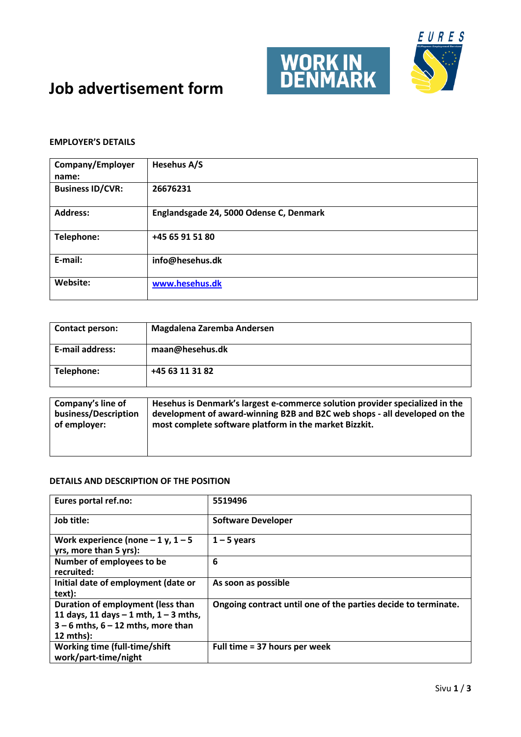# Job advertisement form

WORK IN DENMARK

EURES

**EMPLOYER'S DETAILS**

| Company/Employer name: | Hesehus A/S |
|---|---|
| Business ID/CVR: | 26676231 |
| Address: | Englandsgade 24, 5000 Odense C, Denmark |
| Telephone: | +45 65 91 51 80 |
| E-mail: | info@hesehus.dk |
| Website: | www.hesehus.dk |

| Contact person: | Magdalena Zaremba Andersen |
|---|---|
| E-mail address: | maan@hesehus.dk |
| Telephone: | +45 63 11 31 82 |

| Company's line of business/Description of employer: | Hesehus is Denmark's largest e-commerce solution provider specialized in the development of award-winning B2B and B2C web shops - all developed on the most complete software platform in the market Bizzkit. |
|---|---|

**DETAILS AND DESCRIPTION OF THE POSITION**

| Eures portal ref.no: | 5519496 |
|---|---|
| Job title: | Software Developer |
| Work experience (none – 1 y, 1 – 5 yrs, more than 5 yrs): | 1 – 5 years |
| Number of employees to be recruited: | 6 |
| Initial date of employment (date or text): | As soon as possible |
| Duration of employment (less than 11 days, 11 days – 1 mth, 1 – 3 mths, 3 – 6 mths, 6 – 12 mths, more than 12 mths): | Ongoing contract until one of the parties decide to terminate. |
| Working time (full-time/shift work/part-time/night | Full time = 37 hours per week |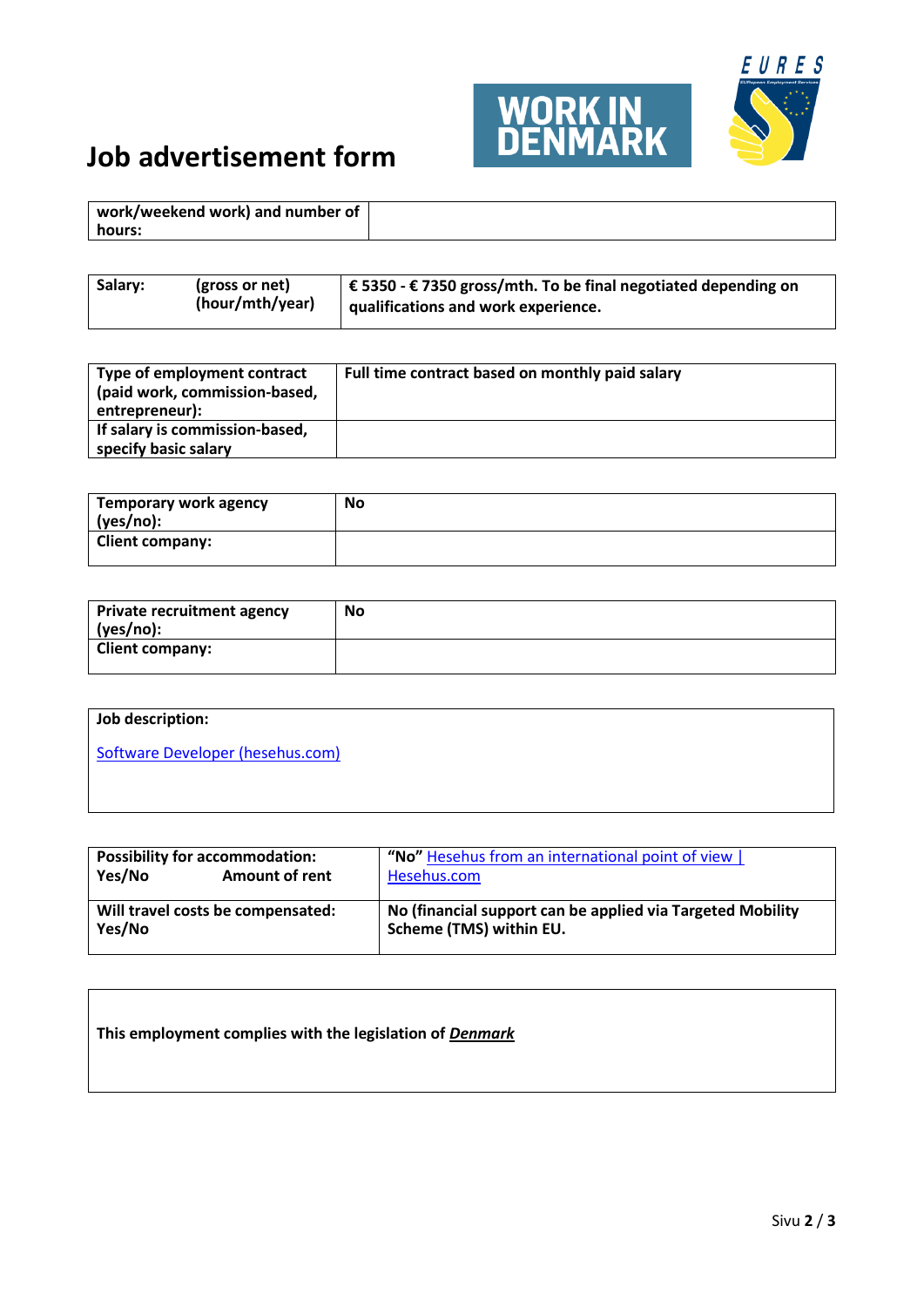# Job advertisement form

| work/weekend work) and number of hours: | |
|---|---|

| Salary: | (gross or net) (hour/mth/year) | **€ 5350 - € 7350 gross/mth. To be final negotiated depending on qualifications and work experience.** |
|---|---|---|

| Type of employment contract (paid work, commission-based, entrepreneur): | **Full time contract based on monthly paid salary** |
|---|---|
| **If salary is commission-based, specify basic salary** | |

| Temporary work agency (yes/no): | **No** |
|---|---|
| **Client company:** | |

| Private recruitment agency (yes/no): | **No** |
|---|---|
| **Client company:** | |

**Job description:**

Software Developer (hesehus.com)

| Possibility for accommodation: Yes/No Amount of rent | **"No"** Hesehus from an international point of view \| Hesehus.com |
|---|---|
| **Will travel costs be compensated: Yes/No** | **No (financial support can be applied via Targeted Mobility Scheme (TMS) within EU.** |

**This employment complies with the legislation of _Denmark_**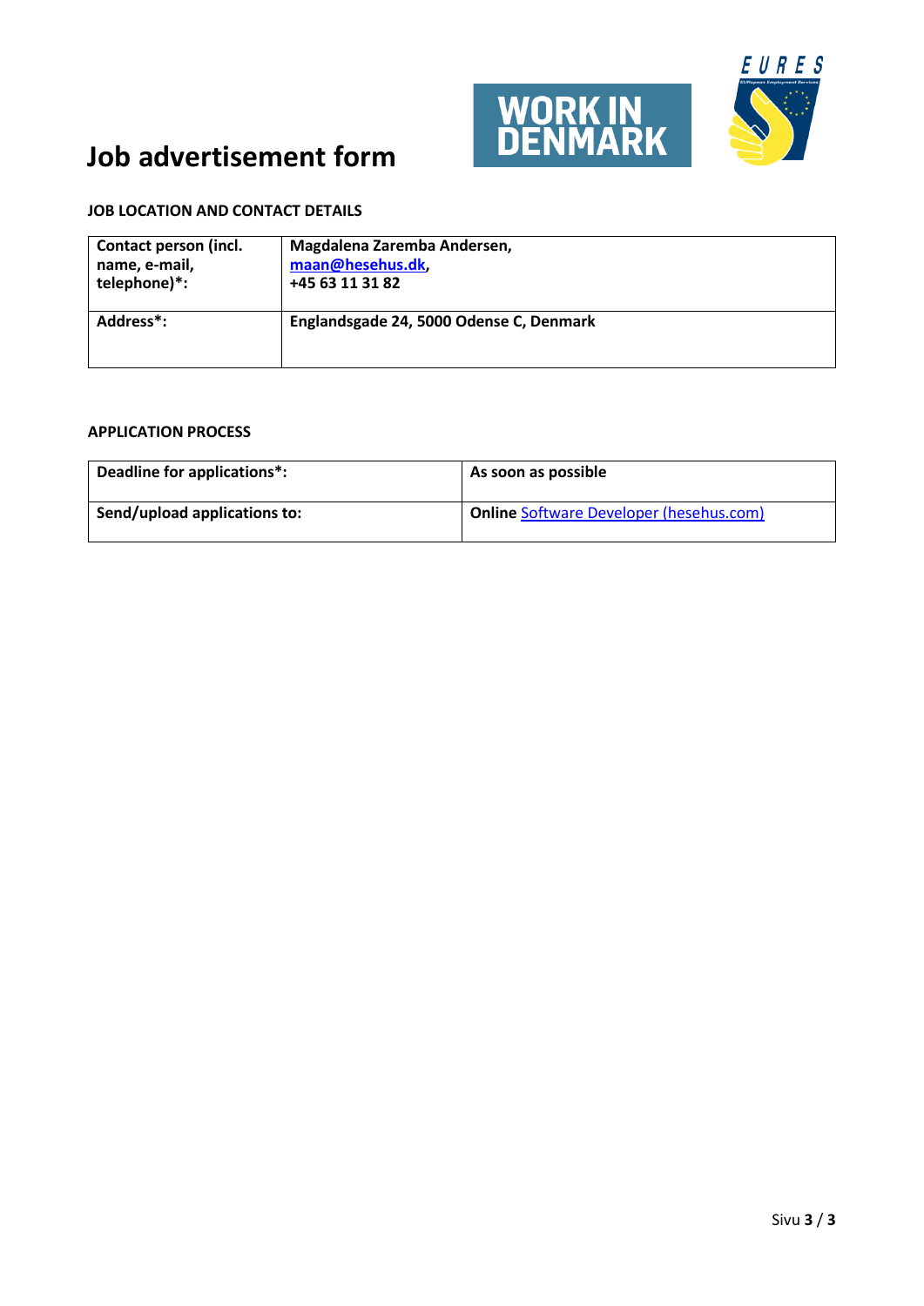# Job advertisement form

WORK IN DENMARK

EURES

**JOB LOCATION AND CONTACT DETAILS**

| | |
|---|---|
| **Contact person (incl. name, e-mail, telephone)*:** | **Magdalena Zaremba Andersen, maan@hesehus.dk, +45 63 11 31 82** |
| **Address*:** | **Englandsgade 24, 5000 Odense C, Denmark** |

**APPLICATION PROCESS**

| | |
|---|---|
| **Deadline for applications*:** | **As soon as possible** |
| **Send/upload applications to:** | **Online** Software Developer (hesehus.com) |